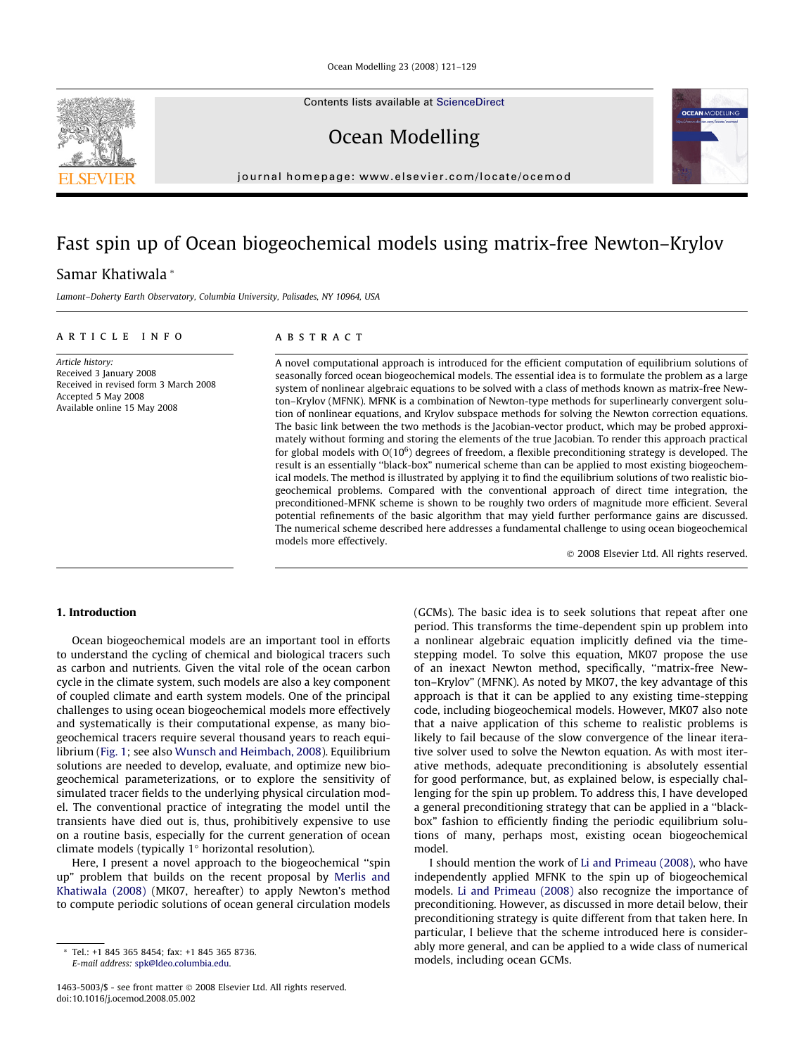# Fast spin up of Ocean biogeochemical models using matrix-free Newton–Krylov

Samar Khatiwala *

*Lamont–Doherty Earth Observatory, Columbia University, Palisades, NY 10964, USA*

## ARTICLE INFO

*Article history:*
Received 3 January 2008
Received in revised form 3 March 2008
Accepted 5 May 2008
Available online 15 May 2008

## ABSTRACT

A novel computational approach is introduced for the efficient computation of equilibrium solutions of seasonally forced ocean biogeochemical models. The essential idea is to formulate the problem as a large system of nonlinear algebraic equations to be solved with a class of methods known as matrix-free Newton–Krylov (MFNK). MFNK is a combination of Newton-type methods for superlinearly convergent solution of nonlinear equations, and Krylov subspace methods for solving the Newton correction equations. The basic link between the two methods is the Jacobian-vector product, which may be probed approximately without forming and storing the elements of the true Jacobian. To render this approach practical for global models with $O(10^6)$ degrees of freedom, a flexible preconditioning strategy is developed. The result is an essentially "black-box" numerical scheme than can be applied to most existing biogeochemical models. The method is illustrated by applying it to find the equilibrium solutions of two realistic biogeochemical problems. Compared with the conventional approach of direct time integration, the preconditioned-MFNK scheme is shown to be roughly two orders of magnitude more efficient. Several potential refinements of the basic algorithm that may yield further performance gains are discussed. The numerical scheme described here addresses a fundamental challenge to using ocean biogeochemical models more effectively.

© 2008 Elsevier Ltd. All rights reserved.

## 1. Introduction

Ocean biogeochemical models are an important tool in efforts to understand the cycling of chemical and biological tracers such as carbon and nutrients. Given the vital role of the ocean carbon cycle in the climate system, such models are also a key component of coupled climate and earth system models. One of the principal challenges to using ocean biogeochemical models more effectively and systematically is their computational expense, as many biogeochemical tracers require several thousand years to reach equilibrium (Fig. 1; see also Wunsch and Heimbach, 2008). Equilibrium solutions are needed to develop, evaluate, and optimize new biogeochemical parameterizations, or to explore the sensitivity of simulated tracer fields to the underlying physical circulation model. The conventional practice of integrating the model until the transients have died out is, thus, prohibitively expensive to use on a routine basis, especially for the current generation of ocean climate models (typically 1° horizontal resolution).

Here, I present a novel approach to the biogeochemical "spin up" problem that builds on the recent proposal by Merlis and Khatiwala (2008) (MK07, hereafter) to apply Newton's method to compute periodic solutions of ocean general circulation models (GCMs). The basic idea is to seek solutions that repeat after one period. This transforms the time-dependent spin up problem into a nonlinear algebraic equation implicitly defined via the time-stepping model. To solve this equation, MK07 propose the use of an inexact Newton method, specifically, "matrix-free Newton–Krylov" (MFNK). As noted by MK07, the key advantage of this approach is that it can be applied to any existing time-stepping code, including biogeochemical models. However, MK07 also note that a naive application of this scheme to realistic problems is likely to fail because of the slow convergence of the linear iterative solver used to solve the Newton equation. As with most iterative methods, adequate preconditioning is absolutely essential for good performance, but, as explained below, is especially challenging for the spin up problem. To address this, I have developed a general preconditioning strategy that can be applied in a "black-box" fashion to efficiently finding the periodic equilibrium solutions of many, perhaps most, existing ocean biogeochemical model.

I should mention the work of Li and Primeau (2008), who have independently applied MFNK to the spin up of biogeochemical models. Li and Primeau (2008) also recognize the importance of preconditioning. However, as discussed in more detail below, their preconditioning strategy is quite different from that taken here. In particular, I believe that the scheme introduced here is considerably more general, and can be applied to a wide class of numerical models, including ocean GCMs.

* Tel.: +1 845 365 8454; fax: +1 845 365 8736.
*E-mail address:* spk@ldeo.columbia.edu.

1463-5003/$ - see front matter © 2008 Elsevier Ltd. All rights reserved.
doi:10.1016/j.ocemod.2008.05.002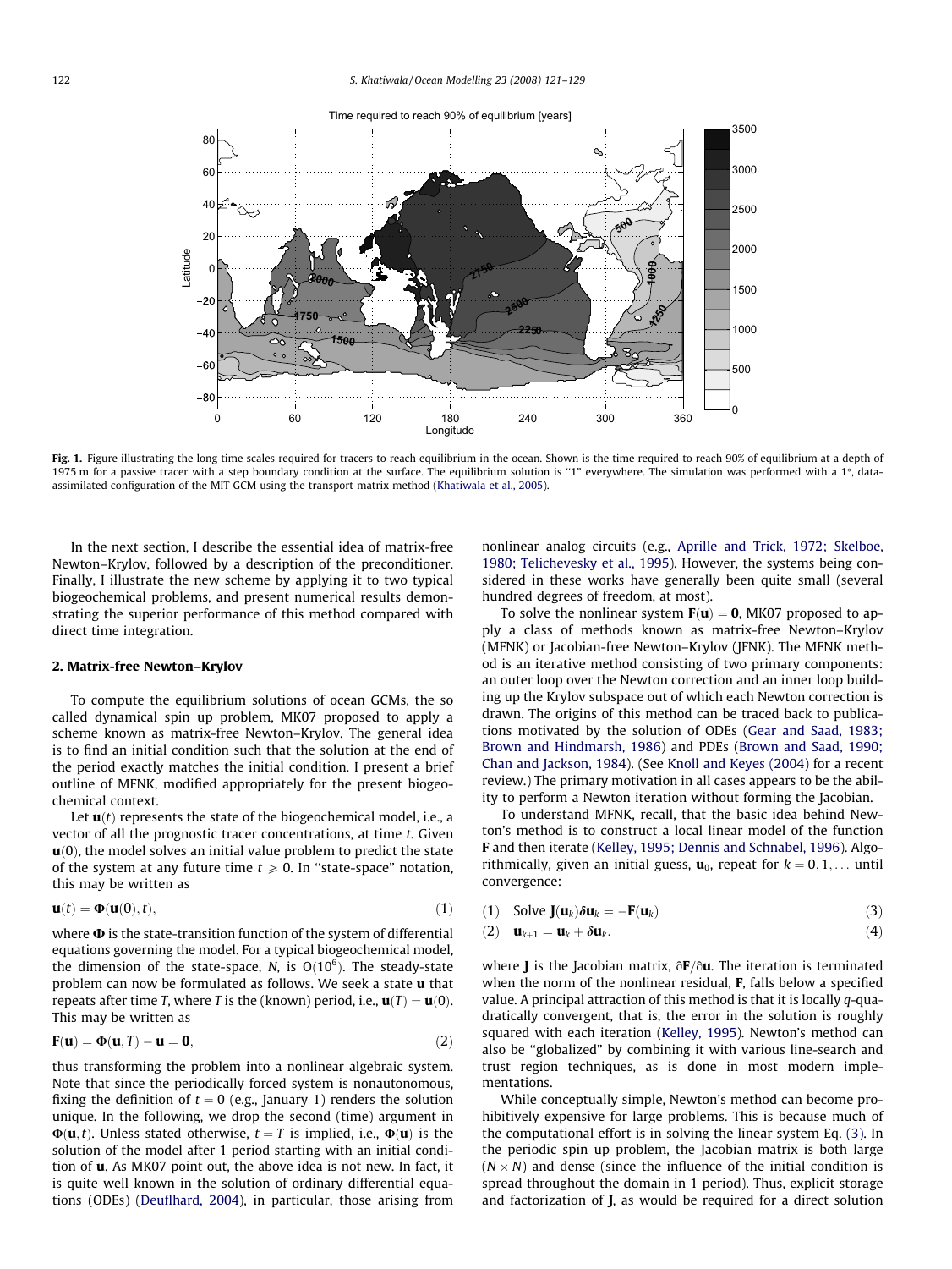**Fig. 1.** Figure illustrating the long time scales required for tracers to reach equilibrium in the ocean. Shown is the time required to reach 90% of equilibrium at a depth of 1975 m for a passive tracer with a step boundary condition at the surface. The equilibrium solution is "1" everywhere. The simulation was performed with a 1°, data-assimilated configuration of the MIT GCM using the transport matrix method (Khatiwala et al., 2005).

In the next section, I describe the essential idea of matrix-free Newton–Krylov, followed by a description of the preconditioner. Finally, I illustrate the new scheme by applying it to two typical biogeochemical problems, and present numerical results demonstrating the superior performance of this method compared with direct time integration.

## 2. Matrix-free Newton–Krylov

To compute the equilibrium solutions of ocean GCMs, the so called dynamical spin up problem, MK07 proposed to apply a scheme known as matrix-free Newton–Krylov. The general idea is to find an initial condition such that the solution at the end of the period exactly matches the initial condition. I present a brief outline of MFNK, modified appropriately for the present biogeochemical context.

Let $\mathbf{u}(t)$ represents the state of the biogeochemical model, i.e., a vector of all the prognostic tracer concentrations, at time $t$. Given $\mathbf{u}(0)$, the model solves an initial value problem to predict the state of the system at any future time $t \geqslant 0$. In "state-space" notation, this may be written as

$$\mathbf{u}(t) = \mathbf{\Phi}(\mathbf{u}(0), t), \tag{1}$$

where $\mathbf{\Phi}$ is the state-transition function of the system of differential equations governing the model. For a typical biogeochemical model, the dimension of the state-space, $N$, is $O(10^6)$. The steady-state problem can now be formulated as follows. We seek a state $\mathbf{u}$ that repeats after time $T$, where $T$ is the (known) period, i.e., $\mathbf{u}(T) = \mathbf{u}(0)$. This may be written as

$$\mathbf{F}(\mathbf{u}) = \mathbf{\Phi}(\mathbf{u}, T) - \mathbf{u} = \mathbf{0}, \tag{2}$$

thus transforming the problem into a nonlinear algebraic system. Note that since the periodically forced system is nonautonomous, fixing the definition of $t = 0$ (e.g., January 1) renders the solution unique. In the following, we drop the second (time) argument in $\mathbf{\Phi}(\mathbf{u}, t)$. Unless stated otherwise, $t = T$ is implied, i.e., $\mathbf{\Phi}(\mathbf{u})$ is the solution of the model after 1 period starting with an initial condition of $\mathbf{u}$. As MK07 point out, the above idea is not new. In fact, it is quite well known in the solution of ordinary differential equations (ODEs) (Deuflhard, 2004), in particular, those arising from nonlinear analog circuits (e.g., Aprille and Trick, 1972; Skelboe, 1980; Telichevesky et al., 1995). However, the systems being considered in these works have generally been quite small (several hundred degrees of freedom, at most).

To solve the nonlinear system $\mathbf{F}(\mathbf{u}) = \mathbf{0}$, MK07 proposed to apply a class of methods known as matrix-free Newton–Krylov (MFNK) or Jacobian-free Newton–Krylov (JFNK). The MFNK method is an iterative method consisting of two primary components: an outer loop over the Newton correction and an inner loop building up the Krylov subspace out of which each Newton correction is drawn. The origins of this method can be traced back to publications motivated by the solution of ODEs (Gear and Saad, 1983; Brown and Hindmarsh, 1986) and PDEs (Brown and Saad, 1990; Chan and Jackson, 1984). (See Knoll and Keyes (2004) for a recent review.) The primary motivation in all cases appears to be the ability to perform a Newton iteration without forming the Jacobian.

To understand MFNK, recall, that the basic idea behind Newton's method is to construct a local linear model of the function $\mathbf{F}$ and then iterate (Kelley, 1995; Dennis and Schnabel, 1996). Algorithmically, given an initial guess, $\mathbf{u}_0$, repeat for $k = 0, 1, \ldots$ until convergence:

$$(1) \quad \text{Solve } \mathbf{J}(\mathbf{u}_k)\boldsymbol{\delta}\mathbf{u}_k = -\mathbf{F}(\mathbf{u}_k) \tag{3}$$

$$(2) \quad \mathbf{u}_{k+1} = \mathbf{u}_k + \boldsymbol{\delta}\mathbf{u}_k. \tag{4}$$

where $\mathbf{J}$ is the Jacobian matrix, $\partial\mathbf{F}/\partial\mathbf{u}$. The iteration is terminated when the norm of the nonlinear residual, $\mathbf{F}$, falls below a specified value. A principal attraction of this method is that it is locally $q$-quadratically convergent, that is, the error in the solution is roughly squared with each iteration (Kelley, 1995). Newton's method can also be "globalized" by combining it with various line-search and trust region techniques, as is done in most modern implementations.

While conceptually simple, Newton's method can become prohibitively expensive for large problems. This is because much of the computational effort is in solving the linear system Eq. (3). In the periodic spin up problem, the Jacobian matrix is both large ($N \times N$) and dense (since the influence of the initial condition is spread throughout the domain in 1 period). Thus, explicit storage and factorization of $\mathbf{J}$, as would be required for a direct solution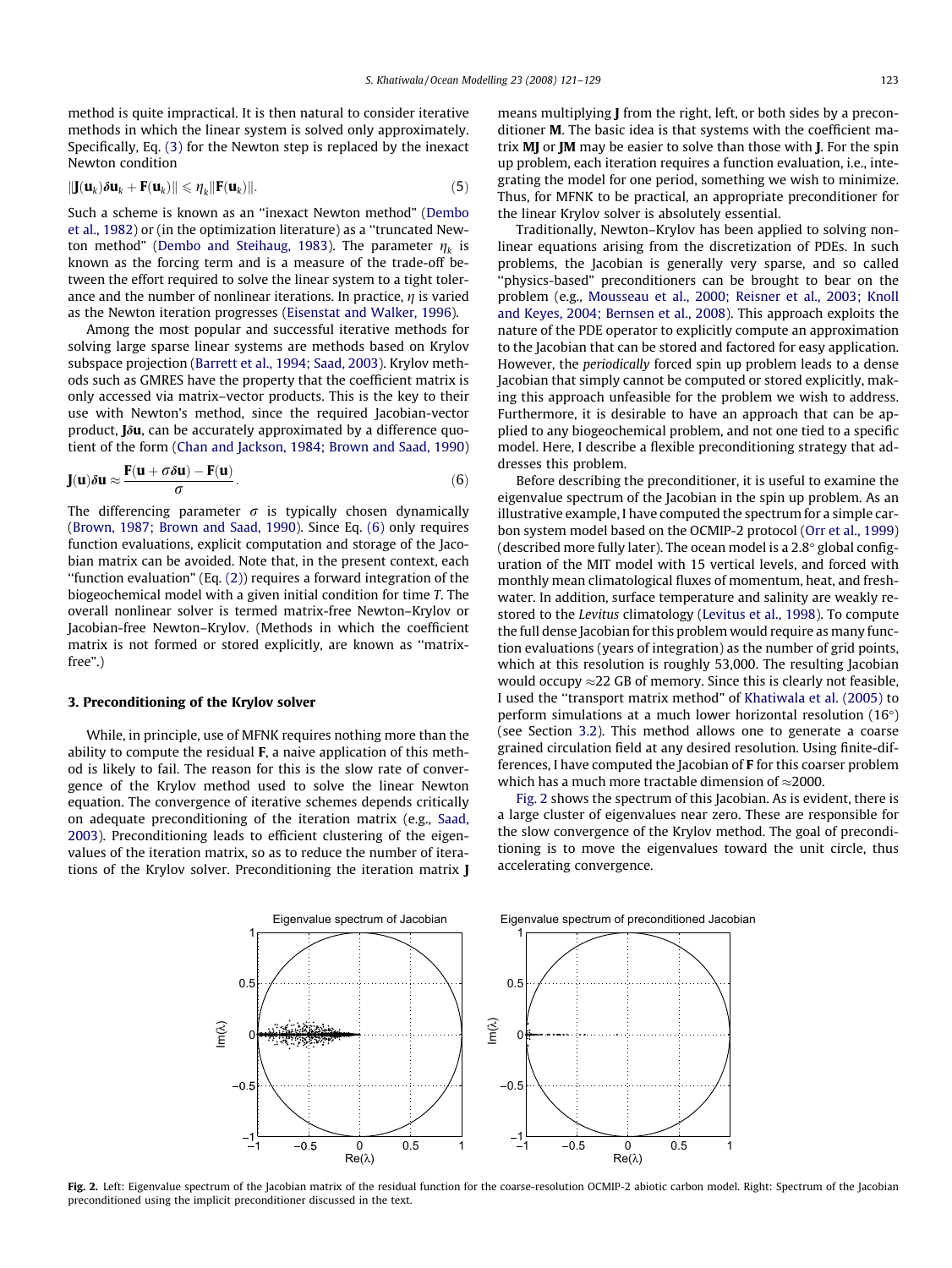method is quite impractical. It is then natural to consider iterative methods in which the linear system is solved only approximately. Specifically, Eq. (3) for the Newton step is replaced by the inexact Newton condition

$$\|\mathbf{J}(\mathbf{u}_k)\delta\mathbf{u}_k + \mathbf{F}(\mathbf{u}_k)\| \leqslant \eta_k \|\mathbf{F}(\mathbf{u}_k)\|. \tag{5}$$

Such a scheme is known as an "inexact Newton method" (Dembo et al., 1982) or (in the optimization literature) as a "truncated Newton method" (Dembo and Steihaug, 1983). The parameter $\eta_k$ is known as the forcing term and is a measure of the trade-off between the effort required to solve the linear system to a tight tolerance and the number of nonlinear iterations. In practice, $\eta$ is varied as the Newton iteration progresses (Eisenstat and Walker, 1996).

Among the most popular and successful iterative methods for solving large sparse linear systems are methods based on Krylov subspace projection (Barrett et al., 1994; Saad, 2003). Krylov methods such as GMRES have the property that the coefficient matrix is only accessed via matrix–vector products. This is the key to their use with Newton's method, since the required Jacobian-vector product, $\mathbf{J}\delta\mathbf{u}$, can be accurately approximated by a difference quotient of the form (Chan and Jackson, 1984; Brown and Saad, 1990)

$$\mathbf{J}(\mathbf{u})\delta\mathbf{u} \approx \frac{\mathbf{F}(\mathbf{u} + \sigma\delta\mathbf{u}) - \mathbf{F}(\mathbf{u})}{\sigma}. \tag{6}$$

The differencing parameter $\sigma$ is typically chosen dynamically (Brown, 1987; Brown and Saad, 1990). Since Eq. (6) only requires function evaluations, explicit computation and storage of the Jacobian matrix can be avoided. Note that, in the present context, each "function evaluation" (Eq. (2)) requires a forward integration of the biogeochemical model with a given initial condition for time $T$. The overall nonlinear solver is termed matrix-free Newton–Krylov or Jacobian-free Newton–Krylov. (Methods in which the coefficient matrix is not formed or stored explicitly, are known as "matrix-free".)

## 3. Preconditioning of the Krylov solver

While, in principle, use of MFNK requires nothing more than the ability to compute the residual $\mathbf{F}$, a naive application of this method is likely to fail. The reason for this is the slow rate of convergence of the Krylov method used to solve the linear Newton equation. The convergence of iterative schemes depends critically on adequate preconditioning of the iteration matrix (e.g., Saad, 2003). Preconditioning leads to efficient clustering of the eigenvalues of the iteration matrix, so as to reduce the number of iterations of the Krylov solver. Preconditioning the iteration matrix $\mathbf{J}$ means multiplying $\mathbf{J}$ from the right, left, or both sides by a preconditioner $\mathbf{M}$. The basic idea is that systems with the coefficient matrix $\mathbf{MJ}$ or $\mathbf{JM}$ may be easier to solve than those with $\mathbf{J}$. For the spin up problem, each iteration requires a function evaluation, i.e., integrating the model for one period, something we wish to minimize. Thus, for MFNK to be practical, an appropriate preconditioner for the linear Krylov solver is absolutely essential.

Traditionally, Newton–Krylov has been applied to solving nonlinear equations arising from the discretization of PDEs. In such problems, the Jacobian is generally very sparse, and so called "physics-based" preconditioners can be brought to bear on the problem (e.g., Mousseau et al., 2000; Reisner et al., 2003; Knoll and Keyes, 2004; Bernsen et al., 2008). This approach exploits the nature of the PDE operator to explicitly compute an approximation to the Jacobian that can be stored and factored for easy application. However, the *periodically* forced spin up problem leads to a dense Jacobian that simply cannot be computed or stored explicitly, making this approach unfeasible for the problem we wish to address. Furthermore, it is desirable to have an approach that can be applied to any biogeochemical problem, and not one tied to a specific model. Here, I describe a flexible preconditioning strategy that addresses this problem.

Before describing the preconditioner, it is useful to examine the eigenvalue spectrum of the Jacobian in the spin up problem. As an illustrative example, I have computed the spectrum for a simple carbon system model based on the OCMIP-2 protocol (Orr et al., 1999) (described more fully later). The ocean model is a 2.8° global configuration of the MIT model with 15 vertical levels, and forced with monthly mean climatological fluxes of momentum, heat, and freshwater. In addition, surface temperature and salinity are weakly restored to the *Levitus* climatology (Levitus et al., 1998). To compute the full dense Jacobian for this problem would require as many function evaluations (years of integration) as the number of grid points, which at this resolution is roughly 53,000. The resulting Jacobian would occupy ≈22 GB of memory. Since this is clearly not feasible, I used the "transport matrix method" of Khatiwala et al. (2005) to perform simulations at a much lower horizontal resolution (16°) (see Section 3.2). This method allows one to generate a coarse grained circulation field at any desired resolution. Using finite-differences, I have computed the Jacobian of $\mathbf{F}$ for this coarser problem which has a much more tractable dimension of ≈2000.

Fig. 2 shows the spectrum of this Jacobian. As is evident, there is a large cluster of eigenvalues near zero. These are responsible for the slow convergence of the Krylov method. The goal of preconditioning is to move the eigenvalues toward the unit circle, thus accelerating convergence.

**Fig. 2.** Left: Eigenvalue spectrum of the Jacobian matrix of the residual function for the coarse-resolution OCMIP-2 abiotic carbon model. Right: Spectrum of the Jacobian preconditioned using the implicit preconditioner discussed in the text.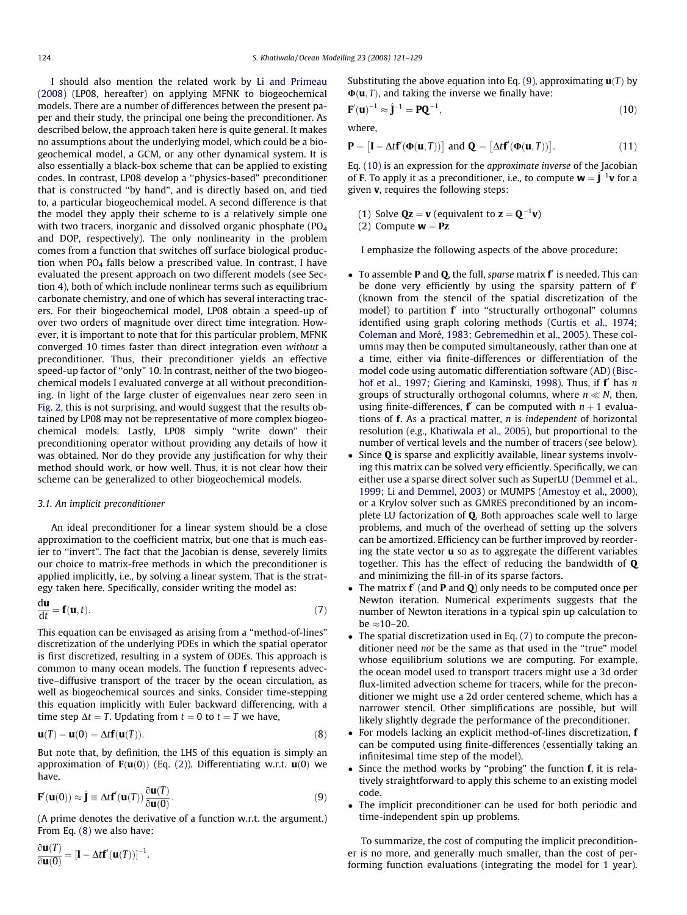I should also mention the related work by Li and Primeau (2008) (LP08, hereafter) on applying MFNK to biogeochemical models. There are a number of differences between the present paper and their study, the principal one being the preconditioner. As described below, the approach taken here is quite general. It makes no assumptions about the underlying model, which could be a biogeochemical model, a GCM, or any other dynamical system. It is also essentially a black-box scheme that can be applied to existing codes. In contrast, LP08 develop a "physics-based" preconditioner that is constructed "by hand", and is directly based on, and tied to, a particular biogeochemical model. A second difference is that the model they apply their scheme to is a relatively simple one with two tracers, inorganic and dissolved organic phosphate ($PO_4$ and DOP, respectively). The only nonlinearity in the problem comes from a function that switches off surface biological production when $PO_4$ falls below a prescribed value. In contrast, I have evaluated the present approach on two different models (see Section 4), both of which include nonlinear terms such as equilibrium carbonate chemistry, and one of which has several interacting tracers. For their biogeochemical model, LP08 obtain a speed-up of over two orders of magnitude over direct time integration. However, it is important to note that for this particular problem, MFNK converged 10 times faster than direct integration even *without* a preconditioner. Thus, their preconditioner yields an effective speed-up factor of "only" 10. In contrast, neither of the two biogeochemical models I evaluated converge at all without preconditioning. In light of the large cluster of eigenvalues near zero seen in Fig. 2, this is not surprising, and would suggest that the results obtained by LP08 may not be representative of more complex biogeochemical models. Lastly, LP08 simply "write down" their preconditioning operator without providing any details of how it was obtained. Nor do they provide any justification for why their method should work, or how well. Thus, it is not clear how their scheme can be generalized to other biogeochemical models.

### 3.1. An implicit preconditioner

An ideal preconditioner for a linear system should be a close approximation to the coefficient matrix, but one that is much easier to "invert". The fact that the Jacobian is dense, severely limits our choice to matrix-free methods in which the preconditioner is applied implicitly, i.e., by solving a linear system. That is the strategy taken here. Specifically, consider writing the model as:

$$\frac{d\mathbf{u}}{dt} = \mathbf{f}(\mathbf{u}, t). \tag{7}$$

This equation can be envisaged as arising from a "method-of-lines" discretization of the underlying PDEs in which the spatial operator is first discretized, resulting in a system of ODEs. This approach is common to many ocean models. The function $\mathbf{f}$ represents advective–diffusive transport of the tracer by the ocean circulation, as well as biogeochemical sources and sinks. Consider time-stepping this equation implicitly with Euler backward differencing, with a time step $\Delta t = T$. Updating from $t = 0$ to $t = T$ we have,

$$\mathbf{u}(T) - \mathbf{u}(0) = \Delta t \mathbf{f}(\mathbf{u}(T)). \tag{8}$$

But note that, by definition, the LHS of this equation is simply an approximation of $\mathbf{F}(\mathbf{u}(0))$ (Eq. (2)). Differentiating w.r.t. $\mathbf{u}(0)$ we have,

$$\mathbf{F}'(\mathbf{u}(0)) \approx \hat{\mathbf{J}} \equiv \Delta t \mathbf{f}'(\mathbf{u}(T)) \frac{\partial \mathbf{u}(T)}{\partial \mathbf{u}(0)}. \tag{9}$$

(A prime denotes the derivative of a function w.r.t. the argument.) From Eq. (8) we also have:

$$\frac{\partial \mathbf{u}(T)}{\partial \mathbf{u}(0)} = [\mathbf{I} - \Delta t \mathbf{f}'(\mathbf{u}(T))]^{-1}.$$

Substituting the above equation into Eq. (9), approximating $\mathbf{u}(T)$ by $\mathbf{\Phi}(\mathbf{u}, T)$, and taking the inverse we finally have:

$$\mathbf{F}'(\mathbf{u})^{-1} \approx \hat{\mathbf{J}}^{-1} = \mathbf{P}\mathbf{Q}^{-1}, \tag{10}$$

where,

$$\mathbf{P} = [\mathbf{I} - \Delta t \mathbf{f}'(\mathbf{\Phi}(\mathbf{u}, T))] \text{ and } \mathbf{Q} = [\Delta t \mathbf{f}'(\mathbf{\Phi}(\mathbf{u}, T))]. \tag{11}$$

Eq. (10) is an expression for the *approximate inverse* of the Jacobian of $\mathbf{F}$. To apply it as a preconditioner, i.e., to compute $\mathbf{w} = \hat{\mathbf{J}}^{-1}\mathbf{v}$ for a given $\mathbf{v}$, requires the following steps:

(1) Solve $\mathbf{Qz} = \mathbf{v}$ (equivalent to $\mathbf{z} = \mathbf{Q}^{-1}\mathbf{v}$)
(2) Compute $\mathbf{w} = \mathbf{Pz}$

I emphasize the following aspects of the above procedure:

- To assemble $\mathbf{P}$ and $\mathbf{Q}$, the full, *sparse* matrix $\mathbf{f}'$ is needed. This can be done very efficiently by using the sparsity pattern of $\mathbf{f}'$ (known from the stencil of the spatial discretization of the model) to partition $\mathbf{f}'$ into "structurally orthogonal" columns identified using graph coloring methods (Curtis et al., 1974; Coleman and Moré, 1983; Gebremedhin et al., 2005). These columns may then be computed simultaneously, rather than one at a time, either via finite-differences or differentiation of the model code using automatic differentiation software (AD) (Bischof et al., 1997; Giering and Kaminski, 1998). Thus, if $\mathbf{f}'$ has $n$ groups of structurally orthogonal columns, where $n \ll N$, then, using finite-differences, $\mathbf{f}'$ can be computed with $n + 1$ evaluations of $\mathbf{f}$. As a practical matter, $n$ is *independent* of horizontal resolution (e.g., Khatiwala et al., 2005), but proportional to the number of vertical levels and the number of tracers (see below).
- Since $\mathbf{Q}$ is sparse and explicitly available, linear systems involving this matrix can be solved very efficiently. Specifically, we can either use a sparse direct solver such as SuperLU (Demmel et al., 1999; Li and Demmel, 2003) or MUMPS (Amestoy et al., 2000), or a Krylov solver such as GMRES preconditioned by an incomplete LU factorization of $\mathbf{Q}$. Both approaches scale well to large problems, and much of the overhead of setting up the solvers can be amortized. Efficiency can be further improved by reordering the state vector $\mathbf{u}$ so as to aggregate the different variables together. This has the effect of reducing the bandwidth of $\mathbf{Q}$ and minimizing the fill-in of its sparse factors.
- The matrix $\mathbf{f}'$ (and $\mathbf{P}$ and $\mathbf{Q}$) only needs to be computed once per Newton iteration. Numerical experiments suggests that the number of Newton iterations in a typical spin up calculation to be $\approx$10–20.
- The spatial discretization used in Eq. (7) to compute the preconditioner need *not* be the same as that used in the "true" model whose equilibrium solutions we are computing. For example, the ocean model used to transport tracers might use a 3d order flux-limited advection scheme for tracers, while for the preconditioner we might use a 2d order centered scheme, which has a narrower stencil. Other simplifications are possible, but will likely slightly degrade the performance of the preconditioner.
- For models lacking an explicit method-of-lines discretization, $\mathbf{f}$ can be computed using finite-differences (essentially taking an infinitesimal time step of the model).
- Since the method works by "probing" the function $\mathbf{f}$, it is relatively straightforward to apply this scheme to an existing model code.
- The implicit preconditioner can be used for both periodic and time-independent spin up problems.

To summarize, the cost of computing the implicit preconditioner is no more, and generally much smaller, than the cost of performing function evaluations (integrating the model for 1 year).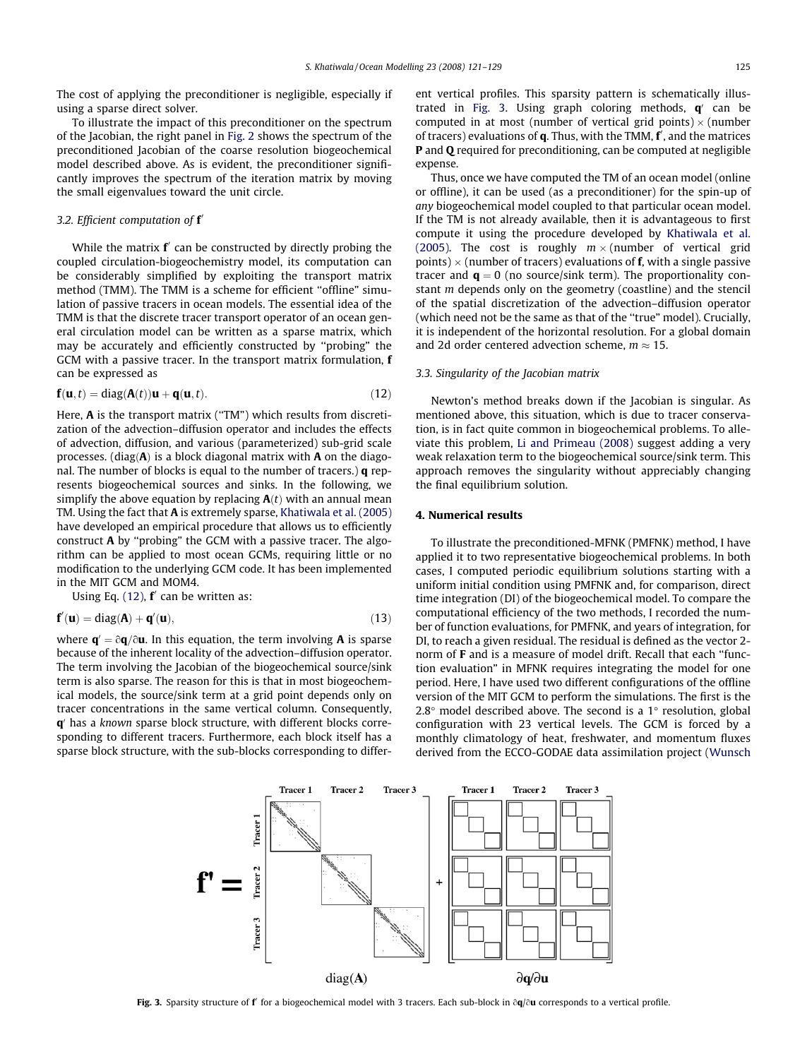The cost of applying the preconditioner is negligible, especially if using a sparse direct solver.

To illustrate the impact of this preconditioner on the spectrum of the Jacobian, the right panel in Fig. 2 shows the spectrum of the preconditioned Jacobian of the coarse resolution biogeochemical model described above. As is evident, the preconditioner significantly improves the spectrum of the iteration matrix by moving the small eigenvalues toward the unit circle.

### 3.2. Efficient computation of $\mathbf{f}'$

While the matrix $\mathbf{f}'$ can be constructed by directly probing the coupled circulation-biogeochemistry model, its computation can be considerably simplified by exploiting the transport matrix method (TMM). The TMM is a scheme for efficient "offline" simulation of passive tracers in ocean models. The essential idea of the TMM is that the discrete tracer transport operator of an ocean general circulation model can be written as a sparse matrix, which may be accurately and efficiently constructed by "probing" the GCM with a passive tracer. In the transport matrix formulation, $\mathbf{f}$ can be expressed as

$$\mathbf{f}(\mathbf{u}, t) = \mathrm{diag}(\mathbf{A}(t))\mathbf{u} + \mathbf{q}(\mathbf{u}, t). \tag{12}$$

Here, $\mathbf{A}$ is the transport matrix ("TM") which results from discretization of the advection–diffusion operator and includes the effects of advection, diffusion, and various (parameterized) sub-grid scale processes. (diag($\mathbf{A}$) is a block diagonal matrix with $\mathbf{A}$ on the diagonal. The number of blocks is equal to the number of tracers.) $\mathbf{q}$ represents biogeochemical sources and sinks. In the following, we simplify the above equation by replacing $\mathbf{A}(t)$ with an annual mean TM. Using the fact that $\mathbf{A}$ is extremely sparse, Khatiwala et al. (2005) have developed an empirical procedure that allows us to efficiently construct $\mathbf{A}$ by "probing" the GCM with a passive tracer. The algorithm can be applied to most ocean GCMs, requiring little or no modification to the underlying GCM code. It has been implemented in the MIT GCM and MOM4.

Using Eq. (12), $\mathbf{f}'$ can be written as:

$$\mathbf{f}'(\mathbf{u}) = \mathrm{diag}(\mathbf{A}) + \mathbf{q}'(\mathbf{u}), \tag{13}$$

where $\mathbf{q}' = \partial\mathbf{q}/\partial\mathbf{u}$. In this equation, the term involving $\mathbf{A}$ is sparse because of the inherent locality of the advection–diffusion operator. The term involving the Jacobian of the biogeochemical source/sink term is also sparse. The reason for this is that in most biogeochemical models, the source/sink term at a grid point depends only on tracer concentrations in the same vertical column. Consequently, $\mathbf{q}'$ has a *known* sparse block structure, with different blocks corresponding to different tracers. Furthermore, each block itself has a sparse block structure, with the sub-blocks corresponding to different vertical profiles. This sparsity pattern is schematically illustrated in Fig. 3. Using graph coloring methods, $\mathbf{q}'$ can be computed in at most (number of vertical grid points) × (number of tracers) evaluations of $\mathbf{q}$. Thus, with the TMM, $\mathbf{f}'$, and the matrices $\mathbf{P}$ and $\mathbf{Q}$ required for preconditioning, can be computed at negligible expense.

Thus, once we have computed the TM of an ocean model (online or offline), it can be used (as a preconditioner) for the spin-up of *any* biogeochemical model coupled to that particular ocean model. If the TM is not already available, then it is advantageous to first compute it using the procedure developed by Khatiwala et al. (2005). The cost is roughly $m$ × (number of vertical grid points) × (number of tracers) evaluations of $\mathbf{f}$, with a single passive tracer and $\mathbf{q} = 0$ (no source/sink term). The proportionality constant $m$ depends only on the geometry (coastline) and the stencil of the spatial discretization of the advection–diffusion operator (which need not be the same as that of the "true" model). Crucially, it is independent of the horizontal resolution. For a global domain and 2d order centered advection scheme, $m \approx 15$.

### 3.3. Singularity of the Jacobian matrix

Newton's method breaks down if the Jacobian is singular. As mentioned above, this situation, which is due to tracer conservation, is in fact quite common in biogeochemical problems. To alleviate this problem, Li and Primeau (2008) suggest adding a very weak relaxation term to the biogeochemical source/sink term. This approach removes the singularity without appreciably changing the final equilibrium solution.

## 4. Numerical results

To illustrate the preconditioned-MFNK (PMFNK) method, I have applied it to two representative biogeochemical problems. In both cases, I computed periodic equilibrium solutions starting with a uniform initial condition using PMFNK and, for comparison, direct time integration (DI) of the biogeochemical model. To compare the computational efficiency of the two methods, I recorded the number of function evaluations, for PMFNK, and years of integration, for DI, to reach a given residual. The residual is defined as the vector 2-norm of $\mathbf{F}$ and is a measure of model drift. Recall that each "function evaluation" in MFNK requires integrating the model for one period. Here, I have used two different configurations of the offline version of the MIT GCM to perform the simulations. The first is the 2.8° model described above. The second is a 1° resolution, global configuration with 23 vertical levels. The GCM is forced by a monthly climatology of heat, freshwater, and momentum fluxes derived from the ECCO-GODAE data assimilation project (Wunsch

**Fig. 3.** Sparsity structure of $\mathbf{f}'$ for a biogeochemical model with 3 tracers. Each sub-block in $\partial\mathbf{q}/\partial\mathbf{u}$ corresponds to a vertical profile.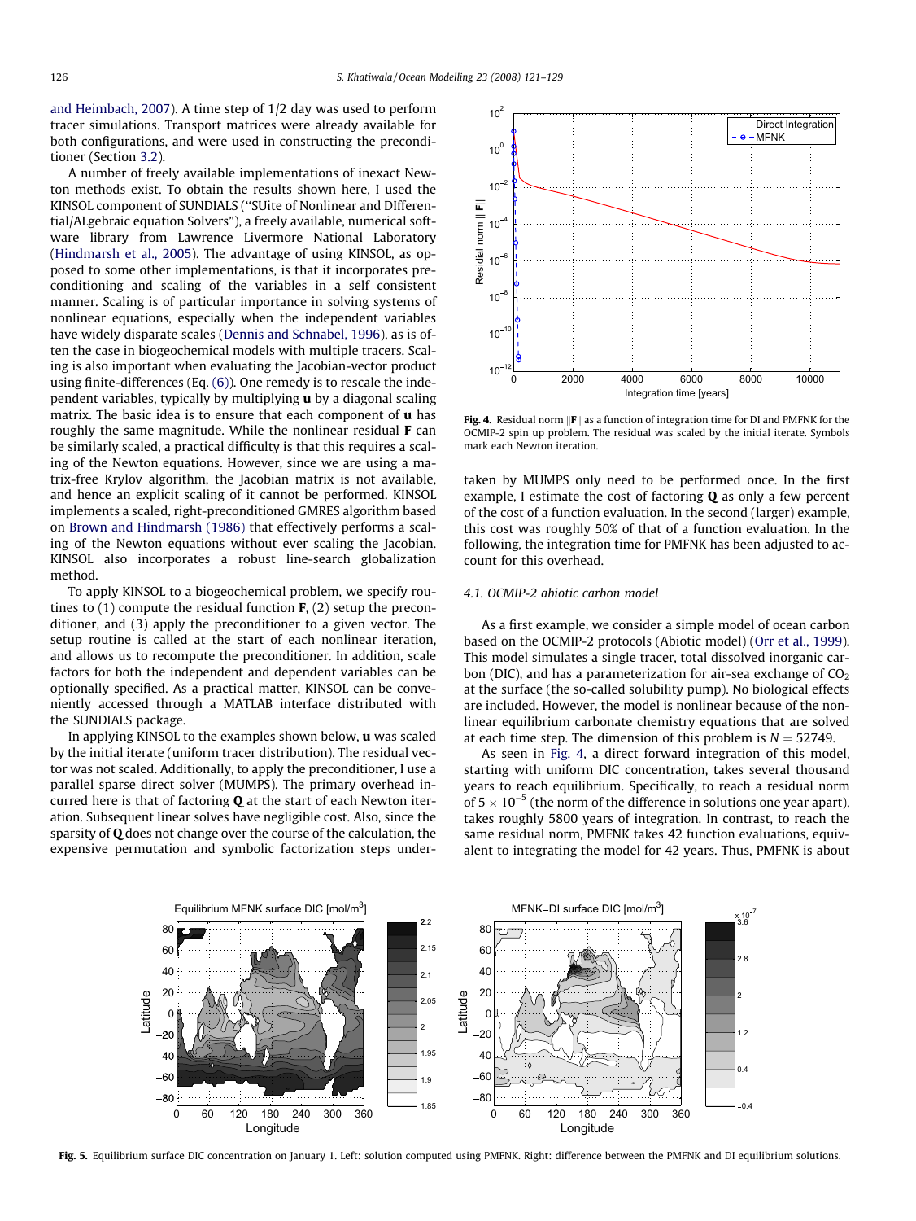and Heimbach, 2007). A time step of 1/2 day was used to perform tracer simulations. Transport matrices were already available for both configurations, and were used in constructing the preconditioner (Section 3.2).

A number of freely available implementations of inexact Newton methods exist. To obtain the results shown here, I used the KINSOL component of SUNDIALS ("SUite of Nonlinear and DIfferential/ALgebraic equation Solvers"), a freely available, numerical software library from Lawrence Livermore National Laboratory (Hindmarsh et al., 2005). The advantage of using KINSOL, as opposed to some other implementations, is that it incorporates preconditioning and scaling of the variables in a self consistent manner. Scaling is of particular importance in solving systems of nonlinear equations, especially when the independent variables have widely disparate scales (Dennis and Schnabel, 1996), as is often the case in biogeochemical models with multiple tracers. Scaling is also important when evaluating the Jacobian-vector product using finite-differences (Eq. (6)). One remedy is to rescale the independent variables, typically by multiplying **u** by a diagonal scaling matrix. The basic idea is to ensure that each component of **u** has roughly the same magnitude. While the nonlinear residual **F** can be similarly scaled, a practical difficulty is that this requires a scaling of the Newton equations. However, since we are using a matrix-free Krylov algorithm, the Jacobian matrix is not available, and hence an explicit scaling of it cannot be performed. KINSOL implements a scaled, right-preconditioned GMRES algorithm based on Brown and Hindmarsh (1986) that effectively performs a scaling of the Newton equations without ever scaling the Jacobian. KINSOL also incorporates a robust line-search globalization method.

To apply KINSOL to a biogeochemical problem, we specify routines to (1) compute the residual function **F**, (2) setup the preconditioner, and (3) apply the preconditioner to a given vector. The setup routine is called at the start of each nonlinear iteration, and allows us to recompute the preconditioner. In addition, scale factors for both the independent and dependent variables can be optionally specified. As a practical matter, KINSOL can be conveniently accessed through a MATLAB interface distributed with the SUNDIALS package.

In applying KINSOL to the examples shown below, **u** was scaled by the initial iterate (uniform tracer distribution). The residual vector was not scaled. Additionally, to apply the preconditioner, I use a parallel sparse direct solver (MUMPS). The primary overhead incurred here is that of factoring **Q** at the start of each Newton iteration. Subsequent linear solves have negligible cost. Also, since the sparsity of **Q** does not change over the course of the calculation, the expensive permutation and symbolic factorization steps undertaken by MUMPS only need to be performed once. In the first example, I estimate the cost of factoring **Q** as only a few percent of the cost of a function evaluation. In the second (larger) example, this cost was roughly 50% of that of a function evaluation. In the following, the integration time for PMFNK has been adjusted to account for this overhead.

Direct Integration
MFNK
Residual norm || F||
Integration time [years]
0 2000 4000 6000 8000 10000
$10^{2}$ $10^{0}$ $10^{-2}$ $10^{-4}$ $10^{-6}$ $10^{-8}$ $10^{-10}$ $10^{-12}$

**Fig. 4.** Residual norm $\|\mathbf{F}\|$ as a function of integration time for DI and PMFNK for the OCMIP-2 spin up problem. The residual was scaled by the initial iterate. Symbols mark each Newton iteration.

### 4.1. OCMIP-2 abiotic carbon model

As a first example, we consider a simple model of ocean carbon based on the OCMIP-2 protocols (Abiotic model) (Orr et al., 1999). This model simulates a single tracer, total dissolved inorganic carbon (DIC), and has a parameterization for air-sea exchange of $CO_2$ at the surface (the so-called solubility pump). No biological effects are included. However, the model is nonlinear because of the nonlinear equilibrium carbonate chemistry equations that are solved at each time step. The dimension of this problem is $N = 52749$.

As seen in Fig. 4, a direct forward integration of this model, starting with uniform DIC concentration, takes several thousand years to reach equilibrium. Specifically, to reach a residual norm of $5 \times 10^{-5}$ (the norm of the difference in solutions one year apart), takes roughly 5800 years of integration. In contrast, to reach the same residual norm, PMFNK takes 42 function evaluations, equivalent to integrating the model for 42 years. Thus, PMFNK is about

Equilibrium MFNK surface DIC [mol/m$^3$]
Latitude
Longitude
0 60 120 180 240 300 360
80 60 40 20 0 −20 −40 −60 −80
2.2 2.15 2.1 2.05 2 1.95 1.9 1.85

MFNK−DI surface DIC [mol/m$^3$]
Latitude
Longitude
0 60 120 180 240 300 360
x $10^{-7}$
3.6 2.8 2 1.2 0.4 −0.4

**Fig. 5.** Equilibrium surface DIC concentration on January 1. Left: solution computed using PMFNK. Right: difference between the PMFNK and DI equilibrium solutions.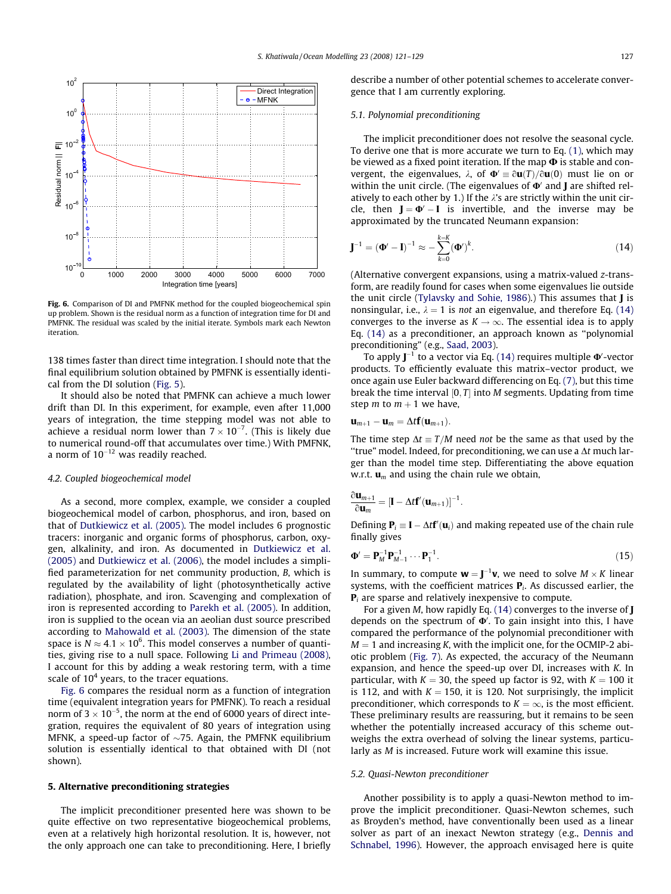Fig. 6. Comparison of DI and PMFNK method for the coupled biogeochemical spin up problem. Shown is the residual norm as a function of integration time for DI and PMFNK. The residual was scaled by the initial iterate. Symbols mark each Newton iteration.

138 times faster than direct time integration. I should note that the final equilibrium solution obtained by PMFNK is essentially identical from the DI solution (Fig. 5).

It should also be noted that PMFNK can achieve a much lower drift than DI. In this experiment, for example, even after 11,000 years of integration, the time stepping model was not able to achieve a residual norm lower than $7 \times 10^{-7}$. (This is likely due to numerical round-off that accumulates over time.) With PMFNK, a norm of $10^{-12}$ was readily reached.

### 4.2. Coupled biogeochemical model

As a second, more complex, example, we consider a coupled biogeochemical model of carbon, phosphorus, and iron, based on that of Dutkiewicz et al. (2005). The model includes 6 prognostic tracers: inorganic and organic forms of phosphorus, carbon, oxygen, alkalinity, and iron. As documented in Dutkiewicz et al. (2005) and Dutkiewicz et al. (2006), the model includes a simplified parameterization for net community production, *B*, which is regulated by the availability of light (photosynthetically active radiation), phosphate, and iron. Scavenging and complexation of iron is represented according to Parekh et al. (2005). In addition, iron is supplied to the ocean via an aeolian dust source prescribed according to Mahowald et al. (2003). The dimension of the state space is $N \approx 4.1 \times 10^6$. This model conserves a number of quantities, giving rise to a null space. Following Li and Primeau (2008), I account for this by adding a weak restoring term, with a time scale of $10^4$ years, to the tracer equations.

Fig. 6 compares the residual norm as a function of integration time (equivalent integration years for PMFNK). To reach a residual norm of $3 \times 10^{-5}$, the norm at the end of 6000 years of direct integration, requires the equivalent of 80 years of integration using MFNK, a speed-up factor of ~75. Again, the PMFNK equilibrium solution is essentially identical to that obtained with DI (not shown).

## 5. Alternative preconditioning strategies

The implicit preconditioner presented here was shown to be quite effective on two representative biogeochemical problems, even at a relatively high horizontal resolution. It is, however, not the only approach one can take to preconditioning. Here, I briefly describe a number of other potential schemes to accelerate convergence that I am currently exploring.

### 5.1. Polynomial preconditioning

The implicit preconditioner does not resolve the seasonal cycle. To derive one that is more accurate we turn to Eq. (1), which may be viewed as a fixed point iteration. If the map $\mathbf{\Phi}$ is stable and convergent, the eigenvalues, $\lambda$, of $\mathbf{\Phi}' \equiv \partial \mathbf{u}(T)/\partial \mathbf{u}(0)$ must lie on or within the unit circle. (The eigenvalues of $\mathbf{\Phi}'$ and $\mathbf{J}$ are shifted relatively to each other by 1.) If the $\lambda$'s are strictly within the unit circle, then $\mathbf{J} = \mathbf{\Phi}' - \mathbf{I}$ is invertible, and the inverse may be approximated by the truncated Neumann expansion:

$$\mathbf{J}^{-1} = (\mathbf{\Phi}' - \mathbf{I})^{-1} \approx -\sum_{k=0}^{k=K} (\mathbf{\Phi}')^k. \tag{14}$$

(Alternative convergent expansions, using a matrix-valued *z*-transform, are readily found for cases when some eigenvalues lie outside the unit circle (Tylavsky and Sohie, 1986).) This assumes that $\mathbf{J}$ is nonsingular, i.e., $\lambda = 1$ is *not* an eigenvalue, and therefore Eq. (14) converges to the inverse as $K \to \infty$. The essential idea is to apply Eq. (14) as a preconditioner, an approach known as "polynomial preconditioning" (e.g., Saad, 2003).

To apply $\mathbf{J}^{-1}$ to a vector via Eq. (14) requires multiple $\mathbf{\Phi}'$-vector products. To efficiently evaluate this matrix–vector product, we once again use Euler backward differencing on Eq. (7), but this time break the time interval $[0, T]$ into *M* segments. Updating from time step *m* to $m+1$ we have,

$$\mathbf{u}_{m+1} - \mathbf{u}_m = \Delta t \mathbf{f}(\mathbf{u}_{m+1}).$$

The time step $\Delta t \equiv T/M$ need *not* be the same as that used by the "true" model. Indeed, for preconditioning, we can use a $\Delta t$ much larger than the model time step. Differentiating the above equation w.r.t. $\mathbf{u}_m$ and using the chain rule we obtain,

$$\frac{\partial \mathbf{u}_{m+1}}{\partial \mathbf{u}_m} = [\mathbf{I} - \Delta t \mathbf{f}'(\mathbf{u}_{m+1})]^{-1}.$$

Defining $\mathbf{P}_i \equiv \mathbf{I} - \Delta t \mathbf{f}'(\mathbf{u}_i)$ and making repeated use of the chain rule finally gives

$$\mathbf{\Phi}' = \mathbf{P}_M^{-1} \mathbf{P}_{M-1}^{-1} \cdots \mathbf{P}_1^{-1}. \tag{15}$$

In summary, to compute $\mathbf{w} = \mathbf{J}^{-1}\mathbf{v}$, we need to solve $M \times K$ linear systems, with the coefficient matrices $\mathbf{P}_i$. As discussed earlier, the $\mathbf{P}_i$ are sparse and relatively inexpensive to compute.

For a given *M*, how rapidly Eq. (14) converges to the inverse of $\mathbf{J}$ depends on the spectrum of $\mathbf{\Phi}'$. To gain insight into this, I have compared the performance of the polynomial preconditioner with $M = 1$ and increasing *K*, with the implicit one, for the OCMIP-2 abiotic problem (Fig. 7). As expected, the accuracy of the Neumann expansion, and hence the speed-up over DI, increases with *K*. In particular, with $K = 30$, the speed up factor is 92, with $K = 100$ it is 112, and with $K = 150$, it is 120. Not surprisingly, the implicit preconditioner, which corresponds to $K = \infty$, is the most efficient. These preliminary results are reassuring, but it remains to be seen whether the potentially increased accuracy of this scheme outweighs the extra overhead of solving the linear systems, particularly as *M* is increased. Future work will examine this issue.

### 5.2. Quasi-Newton preconditioner

Another possibility is to apply a quasi-Newton method to improve the implicit preconditioner. Quasi-Newton schemes, such as Broyden's method, have conventionally been used as a linear solver as part of an inexact Newton strategy (e.g., Dennis and Schnabel, 1996). However, the approach envisaged here is quite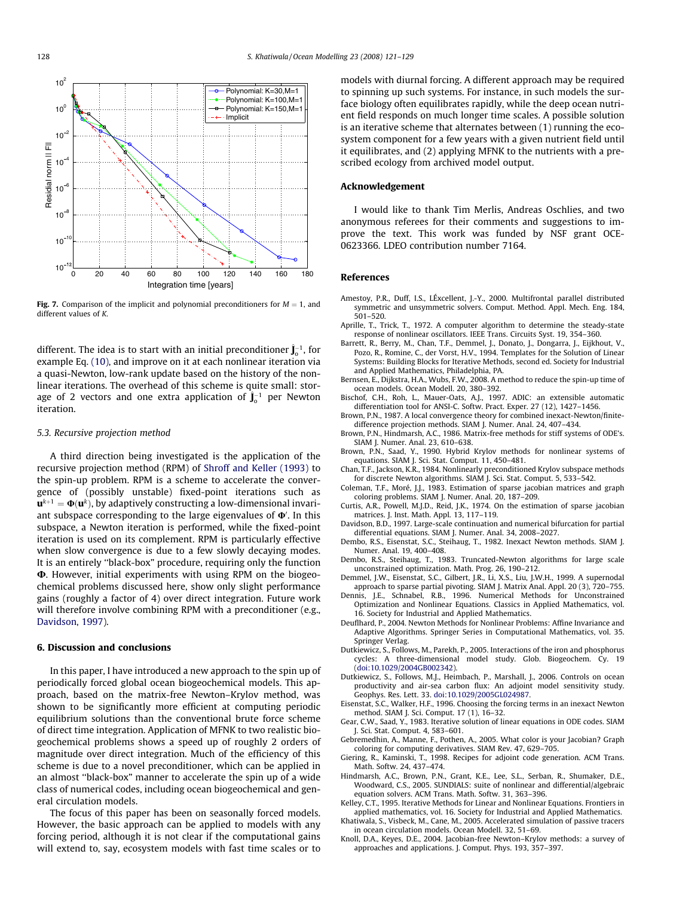Fig. 7. Comparison of the implicit and polynomial preconditioners for $M = 1$, and different values of $K$.

different. The idea is to start with an initial preconditioner $\hat{\mathbf{J}}_o^{-1}$, for example Eq. (10), and improve on it at each nonlinear iteration via a quasi-Newton, low-rank update based on the history of the nonlinear iterations. The overhead of this scheme is quite small: storage of 2 vectors and one extra application of $\hat{\mathbf{J}}_o^{-1}$ per Newton iteration.

### 5.3. Recursive projection method

A third direction being investigated is the application of the recursive projection method (RPM) of Shroff and Keller (1993) to the spin-up problem. RPM is a scheme to accelerate the convergence of (possibly unstable) fixed-point iterations such as $\mathbf{u}^{k+1} = \mathbf{\Phi}(\mathbf{u}^k)$, by adaptively constructing a low-dimensional invariant subspace corresponding to the large eigenvalues of $\mathbf{\Phi}'$. In this subspace, a Newton iteration is performed, while the fixed-point iteration is used on its complement. RPM is particularly effective when slow convergence is due to a few slowly decaying modes. It is an entirely "black-box" procedure, requiring only the function $\mathbf{\Phi}$. However, initial experiments with using RPM on the biogeochemical problems discussed here, show only slight performance gains (roughly a factor of 4) over direct integration. Future work will therefore involve combining RPM with a preconditioner (e.g., Davidson, 1997).

## 6. Discussion and conclusions

In this paper, I have introduced a new approach to the spin up of periodically forced global ocean biogeochemical models. This approach, based on the matrix-free Newton–Krylov method, was shown to be significantly more efficient at computing periodic equilibrium solutions than the conventional brute force scheme of direct time integration. Application of MFNK to two realistic biogeochemical problems shows a speed up of roughly 2 orders of magnitude over direct integration. Much of the efficiency of this scheme is due to a novel preconditioner, which can be applied in an almost "black-box" manner to accelerate the spin up of a wide class of numerical codes, including ocean biogeochemical and general circulation models.

The focus of this paper has been on seasonally forced models. However, the basic approach can be applied to models with any forcing period, although it is not clear if the computational gains will extend to, say, ecosystem models with fast time scales or to models with diurnal forcing. A different approach may be required to spinning up such systems. For instance, in such models the surface biology often equilibrates rapidly, while the deep ocean nutrient field responds on much longer time scales. A possible solution is an iterative scheme that alternates between (1) running the ecosystem component for a few years with a given nutrient field until it equilibrates, and (2) applying MFNK to the nutrients with a prescribed ecology from archived model output.

## Acknowledgement

I would like to thank Tim Merlis, Andreas Oschlies, and two anonymous referees for their comments and suggestions to improve the text. This work was funded by NSF grant OCE-0623366. LDEO contribution number 7164.

## References

Amestoy, P.R., Duff, I.S., LÉxcellent, J.-Y., 2000. Multifrontal parallel distributed symmetric and unsymmetric solvers. Comput. Method. Appl. Mech. Eng. 184, 501–520.

Aprille, T., Trick, T., 1972. A computer algorithm to determine the steady-state response of nonlinear oscillators. IEEE Trans. Circuits Syst. 19, 354–360.

Barrett, R., Berry, M., Chan, T.F., Demmel, J., Donato, J., Dongarra, J., Eijkhout, V., Pozo, R., Romine, C., der Vorst, H.V., 1994. Templates for the Solution of Linear Systems: Building Blocks for Iterative Methods, second ed. Society for Industrial and Applied Mathematics, Philadelphia, PA.

Bernsen, E., Dijkstra, H.A., Wubs, F.W., 2008. A method to reduce the spin-up time of ocean models. Ocean Modell. 20, 380–392.

Bischof, C.H., Roh, L., Mauer-Oats, A.J., 1997. ADIC: an extensible automatic differentiation tool for ANSI-C. Softw. Pract. Exper. 27 (12), 1427–1456.

Brown, P.N., 1987. A local convergence theory for combined inexact-Newton/finite-difference projection methods. SIAM J. Numer. Anal. 24, 407–434.

Brown, P.N., Hindmarsh, A.C., 1986. Matrix-free methods for stiff systems of ODE's. SIAM J. Numer. Anal. 23, 610–638.

Brown, P.N., Saad, Y., 1990. Hybrid Krylov methods for nonlinear systems of equations. SIAM J. Sci. Stat. Comput. 11, 450–481.

Chan, T.F., Jackson, K.R., 1984. Nonlinearly preconditioned Krylov subspace methods for discrete Newton algorithms. SIAM J. Sci. Stat. Comput. 5, 533–542.

Coleman, T.F., Moré, J.J., 1983. Estimation of sparse jacobian matrices and graph coloring problems. SIAM J. Numer. Anal. 20, 187–209.

Curtis, A.R., Powell, M.J.D., Reid, J.K., 1974. On the estimation of sparse jacobian matrices. J. Inst. Math. Appl. 13, 117–119.

Davidson, B.D., 1997. Large-scale continuation and numerical bifurcation for partial differential equations. SIAM J. Numer. Anal. 34, 2008–2027.

Dembo, R.S., Eisenstat, S.C., Steihaug, T., 1982. Inexact Newton methods. SIAM J. Numer. Anal. 19, 400–408.

Dembo, R.S., Steihaug, T., 1983. Truncated-Newton algorithms for large scale unconstrained optimization. Math. Prog. 26, 190–212.

Demmel, J.W., Eisenstat, S.C., Gilbert, J.R., Li, X.S., Liu, J.W.H., 1999. A supernodal approach to sparse partial pivoting. SIAM J. Matrix Anal. Appl. 20 (3), 720–755.

Dennis, J.E., Schnabel, R.B., 1996. Numerical Methods for Unconstrained Optimization and Nonlinear Equations. Classics in Applied Mathematics, vol. 16. Society for Industrial and Applied Mathematics.

Deuflhard, P., 2004. Newton Methods for Nonlinear Problems: Affine Invariance and Adaptive Algorithms. Springer Series in Computational Mathematics, vol. 35. Springer Verlag.

Dutkiewicz, S., Follows, M., Parekh, P., 2005. Interactions of the iron and phosphorus cycles: A three-dimensional model study. Glob. Biogeochem. Cy. 19 (doi:10.1029/2004GB002342).

Dutkiewicz, S., Follows, M.J., Heimbach, P., Marshall, J., 2006. Controls on ocean productivity and air-sea carbon flux: An adjoint model sensitivity study. Geophys. Res. Lett. 33. doi:10.1029/2005GL024987.

Eisenstat, S.C., Walker, H.F., 1996. Choosing the forcing terms in an inexact Newton method. SIAM J. Sci. Comput. 17 (1), 16–32.

Gear, C.W., Saad, Y., 1983. Iterative solution of linear equations in ODE codes. SIAM J. Sci. Stat. Comput. 4, 583–601.

Gebremedhin, A., Manne, F., Pothen, A., 2005. What color is your Jacobian? Graph coloring for computing derivatives. SIAM Rev. 47, 629–705.

Giering, R., Kaminski, T., 1998. Recipes for adjoint code generation. ACM Trans. Math. Softw. 24, 437–474.

Hindmarsh, A.C., Brown, P.N., Grant, K.E., Lee, S.L., Serban, R., Shumaker, D.E., Woodward, C.S., 2005. SUNDIALS: suite of nonlinear and differential/algebraic equation solvers. ACM Trans. Math. Softw. 31, 363–396.

Kelley, C.T., 1995. Iterative Methods for Linear and Nonlinear Equations. Frontiers in applied mathematics, vol. 16. Society for Industrial and Applied Mathematics.

Khatiwala, S., Visbeck, M., Cane, M., 2005. Accelerated simulation of passive tracers in ocean circulation models. Ocean Modell. 32, 51–69.

Knoll, D.A., Keyes, D.E., 2004. Jacobian-free Newton–Krylov methods: a survey of approaches and applications. J. Comput. Phys. 193, 357–397.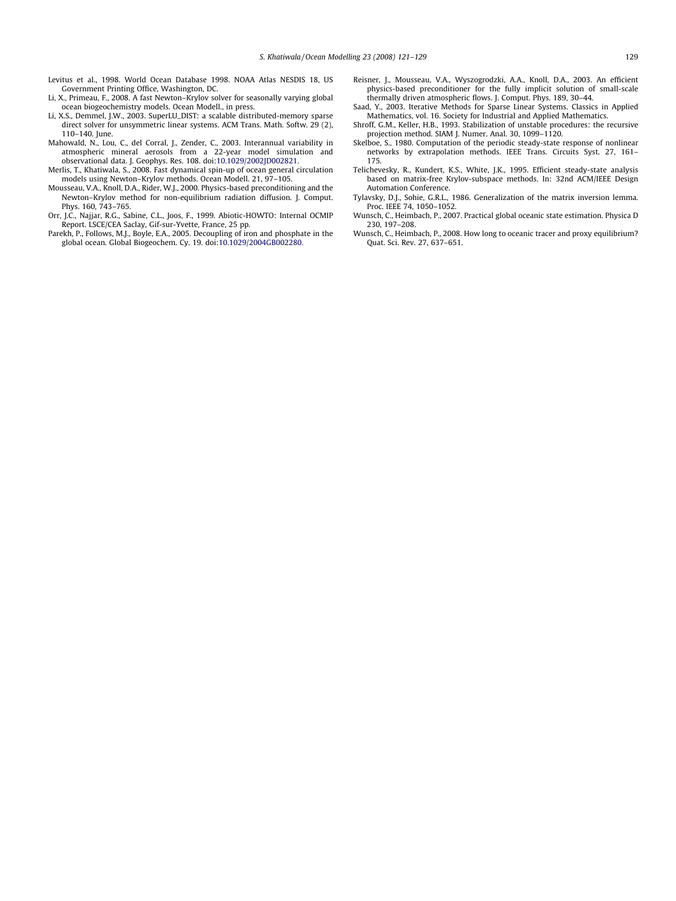Levitus et al., 1998. World Ocean Database 1998. NOAA Atlas NESDIS 18, US Government Printing Office, Washington, DC.

Li, X., Primeau, F., 2008. A fast Newton–Krylov solver for seasonally varying global ocean biogeochemistry models. Ocean Modell., in press.

Li, X.S., Demmel, J.W., 2003. SuperLU_DIST: a scalable distributed-memory sparse direct solver for unsymmetric linear systems. ACM Trans. Math. Softw. 29 (2), 110–140. June.

Mahowald, N., Lou, C., del Corral, J., Zender, C., 2003. Interannual variability in atmospheric mineral aerosols from a 22-year model simulation and observational data. J. Geophys. Res. 108. doi:10.1029/2002JD002821.

Merlis, T., Khatiwala, S., 2008. Fast dynamical spin-up of ocean general circulation models using Newton–Krylov methods. Ocean Modell. 21, 97–105.

Mousseau, V.A., Knoll, D.A., Rider, W.J., 2000. Physics-based preconditioning and the Newton–Krylov method for non-equilibrium radiation diffusion. J. Comput. Phys. 160, 743–765.

Orr, J.C., Najjar, R.G., Sabine, C.L., Joos, F., 1999. Abiotic-HOWTO: Internal OCMIP Report. LSCE/CEA Saclay, Gif-sur-Yvette, France, 25 pp.

Parekh, P., Follows, M.J., Boyle, E.A., 2005. Decoupling of iron and phosphate in the global ocean. Global Biogeochem. Cy. 19. doi:10.1029/2004GB002280.

Reisner, J., Mousseau, V.A., Wyszogrodzki, A.A., Knoll, D.A., 2003. An efficient physics-based preconditioner for the fully implicit solution of small-scale thermally driven atmospheric flows. J. Comput. Phys. 189, 30–44.

Saad, Y., 2003. Iterative Methods for Sparse Linear Systems. Classics in Applied Mathematics, vol. 16. Society for Industrial and Applied Mathematics.

Shroff, G.M., Keller, H.B., 1993. Stabilization of unstable procedures: the recursive projection method. SIAM J. Numer. Anal. 30, 1099–1120.

Skelboe, S., 1980. Computation of the periodic steady-state response of nonlinear networks by extrapolation methods. IEEE Trans. Circuits Syst. 27, 161–175.

Telichevesky, R., Kundert, K.S., White, J.K., 1995. Efficient steady-state analysis based on matrix-free Krylov-subspace methods. In: 32nd ACM/IEEE Design Automation Conference.

Tylavsky, D.J., Sohie, G.R.L., 1986. Generalization of the matrix inversion lemma. Proc. IEEE 74, 1050–1052.

Wunsch, C., Heimbach, P., 2007. Practical global oceanic state estimation. Physica D 230, 197–208.

Wunsch, C., Heimbach, P., 2008. How long to oceanic tracer and proxy equilibrium? Quat. Sci. Rev. 27, 637–651.